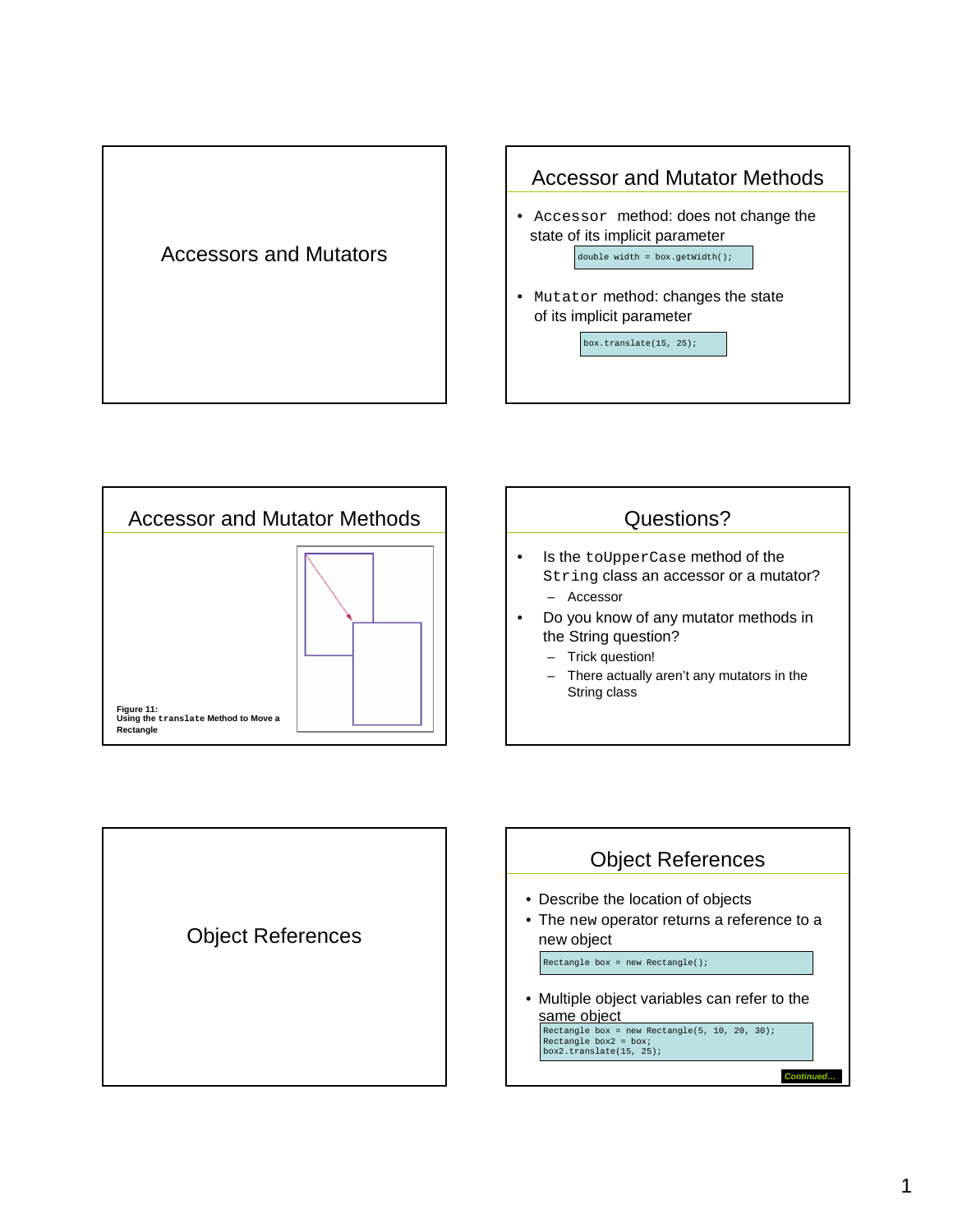# Accessors and Mutators

## Accessor and Mutator Methods

- `Accessor` method: does not change the state of its implicit parameter

```
double width = box.getWidth();
```

- `Mutator` method: changes the state of its implicit parameter

```
box.translate(15, 25);
```

## Accessor and Mutator Methods

Figure 11:
Using the `translate` Method to Move a Rectangle

## Questions?

- Is the `toUpperCase` method of the `String` class an accessor or a mutator?
  - Accessor
- Do you know of any mutator methods in the String question?
  - Trick question!
  - There actually aren't any mutators in the String class

# Object References

## Object References

- Describe the location of objects
- The new operator returns a reference to a new object

```
Rectangle box = new Rectangle();
```

- Multiple object variables can refer to the same object

```
Rectangle box = new Rectangle(5, 10, 20, 30);
Rectangle box2 = box;
box2.translate(15, 25);
```

*Continued…*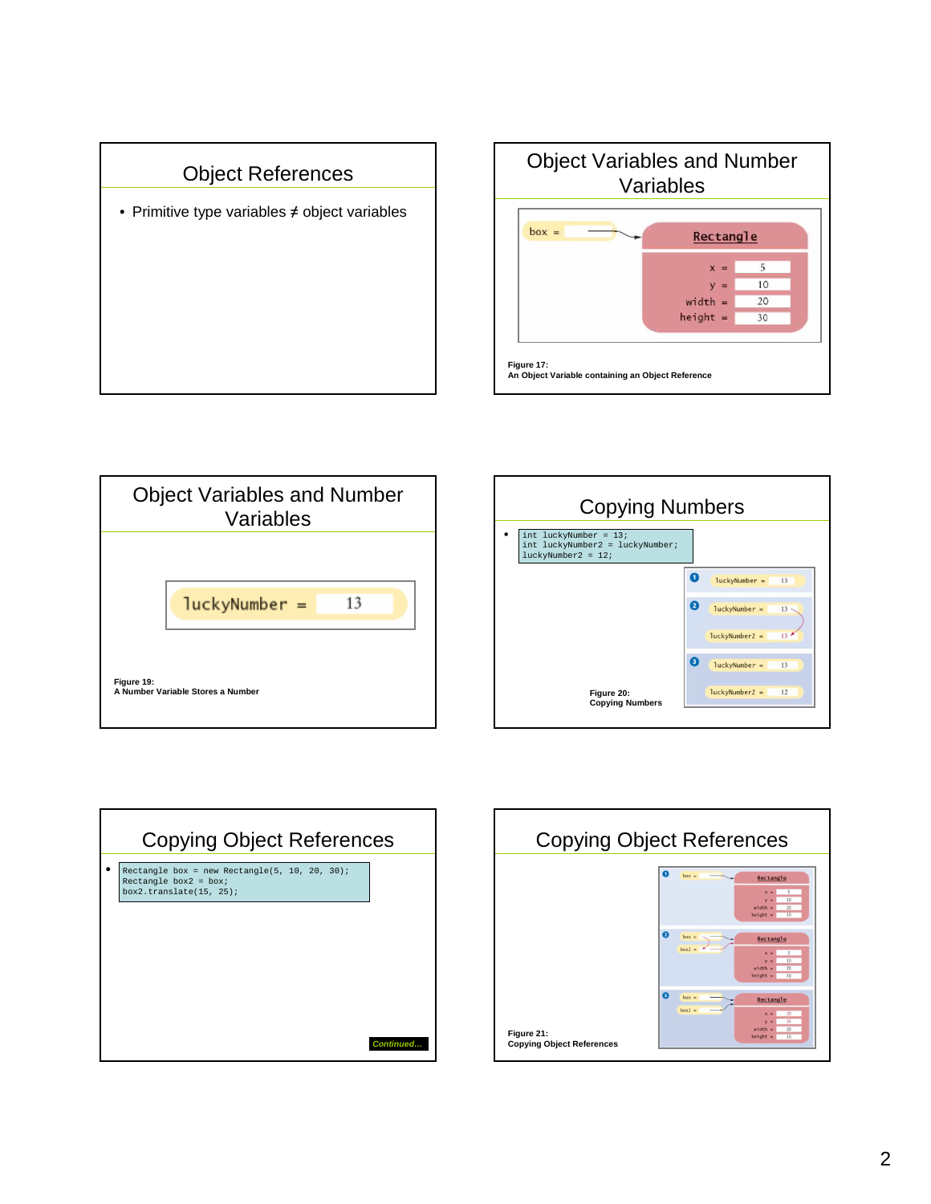## Object References

- Primitive type variables ≠ object variables

## Object Variables and Number Variables

box =

Rectangle

x = 5

y = 10

width = 20

height = 30

Figure 17:
An Object Variable containing an Object Reference

## Object Variables and Number Variables

luckyNumber = 13

Figure 19:
A Number Variable Stores a Number

## Copying Numbers

- ```
  int luckyNumber = 13;
  int luckyNumber2 = luckyNumber;
  luckyNumber2 = 12;
  ```

1 luckyNumber = 13

2 luckyNumber = 13
luckyNumber2 = 13

3 luckyNumber = 13
luckyNumber2 = 12

Figure 20:
Copying Numbers

## Copying Object References

- ```
  Rectangle box = new Rectangle(5, 10, 20, 30);
  Rectangle box2 = box;
  box2.translate(15, 25);
  ```

*Continued…*

## Copying Object References

Figure 21:
Copying Object References